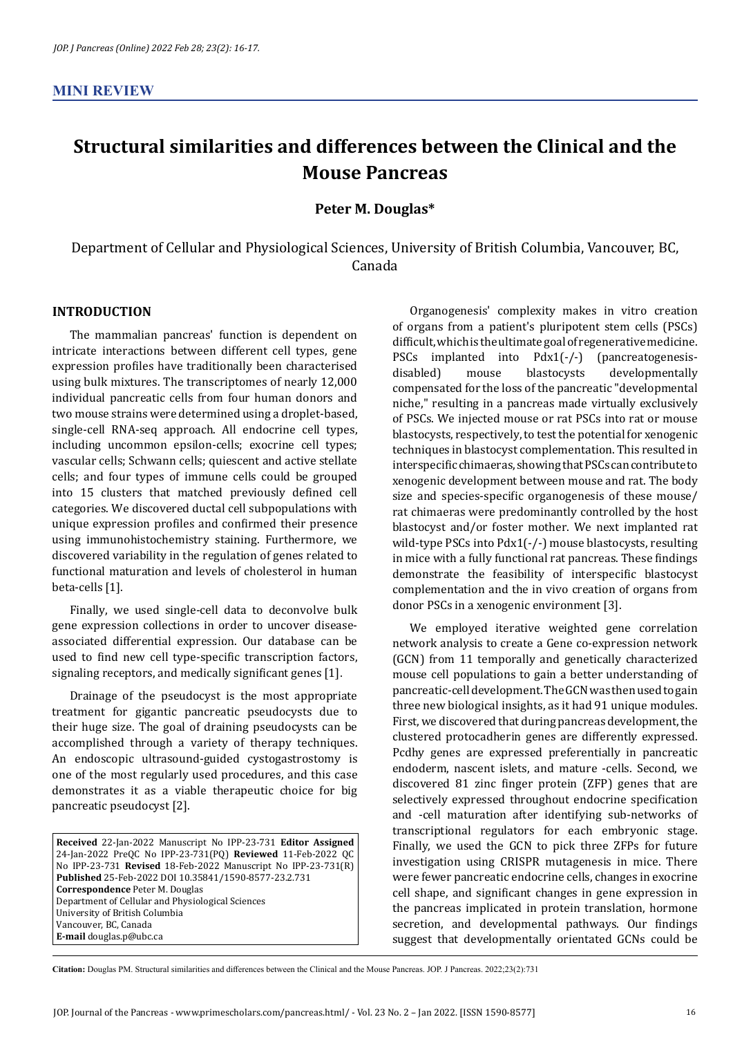MINI REVIEW

# Structural similarities and differences between the Clinical and the Mouse Pancreas

**Peter M. Douglas***

Department of Cellular and Physiological Sciences, University of British Columbia, Vancouver, BC, Canada

## INTRODUCTION

The mammalian pancreas' function is dependent on intricate interactions between different cell types, gene expression profiles have traditionally been characterised using bulk mixtures. The transcriptomes of nearly 12,000 individual pancreatic cells from four human donors and two mouse strains were determined using a droplet-based, single-cell RNA-seq approach. All endocrine cell types, including uncommon epsilon-cells; exocrine cell types; vascular cells; Schwann cells; quiescent and active stellate cells; and four types of immune cells could be grouped into 15 clusters that matched previously defined cell categories. We discovered ductal cell subpopulations with unique expression profiles and confirmed their presence using immunohistochemistry staining. Furthermore, we discovered variability in the regulation of genes related to functional maturation and levels of cholesterol in human beta-cells [1].

Finally, we used single-cell data to deconvolve bulk gene expression collections in order to uncover disease-associated differential expression. Our database can be used to find new cell type-specific transcription factors, signaling receptors, and medically significant genes [1].

Drainage of the pseudocyst is the most appropriate treatment for gigantic pancreatic pseudocysts due to their huge size. The goal of draining pseudocysts can be accomplished through a variety of therapy techniques. An endoscopic ultrasound-guided cystogastrostomy is one of the most regularly used procedures, and this case demonstrates it as a viable therapeutic choice for big pancreatic pseudocyst [2].

**Received** 22-Jan-2022 Manuscript No IPP-23-731 **Editor Assigned** 24-Jan-2022 PreQC No IPP-23-731(PQ) **Reviewed** 11-Feb-2022 QC No IPP-23-731 **Revised** 18-Feb-2022 Manuscript No IPP-23-731(R) **Published** 25-Feb-2022 DOI 10.35841/1590-8577-23.2.731
**Correspondence** Peter M. Douglas
Department of Cellular and Physiological Sciences
University of British Columbia
Vancouver, BC, Canada
**E-mail** douglas.p@ubc.ca

Organogenesis' complexity makes in vitro creation of organs from a patient's pluripotent stem cells (PSCs) difficult, which is the ultimate goal of regenerative medicine. PSCs implanted into Pdx1(-/-) (pancreatogenesis-disabled) mouse blastocysts developmentally compensated for the loss of the pancreatic "developmental niche," resulting in a pancreas made virtually exclusively of PSCs. We injected mouse or rat PSCs into rat or mouse blastocysts, respectively, to test the potential for xenogenic techniques in blastocyst complementation. This resulted in interspecific chimaeras, showing that PSCs can contribute to xenogenic development between mouse and rat. The body size and species-specific organogenesis of these mouse/rat chimaeras were predominantly controlled by the host blastocyst and/or foster mother. We next implanted rat wild-type PSCs into Pdx1(-/-) mouse blastocysts, resulting in mice with a fully functional rat pancreas. These findings demonstrate the feasibility of interspecific blastocyst complementation and the in vivo creation of organs from donor PSCs in a xenogenic environment [3].

We employed iterative weighted gene correlation network analysis to create a Gene co-expression network (GCN) from 11 temporally and genetically characterized mouse cell populations to gain a better understanding of pancreatic-cell development. The GCN was then used to gain three new biological insights, as it had 91 unique modules. First, we discovered that during pancreas development, the clustered protocadherin genes are differently expressed. Pcdhy genes are expressed preferentially in pancreatic endoderm, nascent islets, and mature -cells. Second, we discovered 81 zinc finger protein (ZFP) genes that are selectively expressed throughout endocrine specification and -cell maturation after identifying sub-networks of transcriptional regulators for each embryonic stage. Finally, we used the GCN to pick three ZFPs for future investigation using CRISPR mutagenesis in mice. There were fewer pancreatic endocrine cells, changes in exocrine cell shape, and significant changes in gene expression in the pancreas implicated in protein translation, hormone secretion, and developmental pathways. Our findings suggest that developmentally orientated GCNs could be

**Citation:** Douglas PM. Structural similarities and differences between the Clinical and the Mouse Pancreas. JOP. J Pancreas. 2022;23(2):731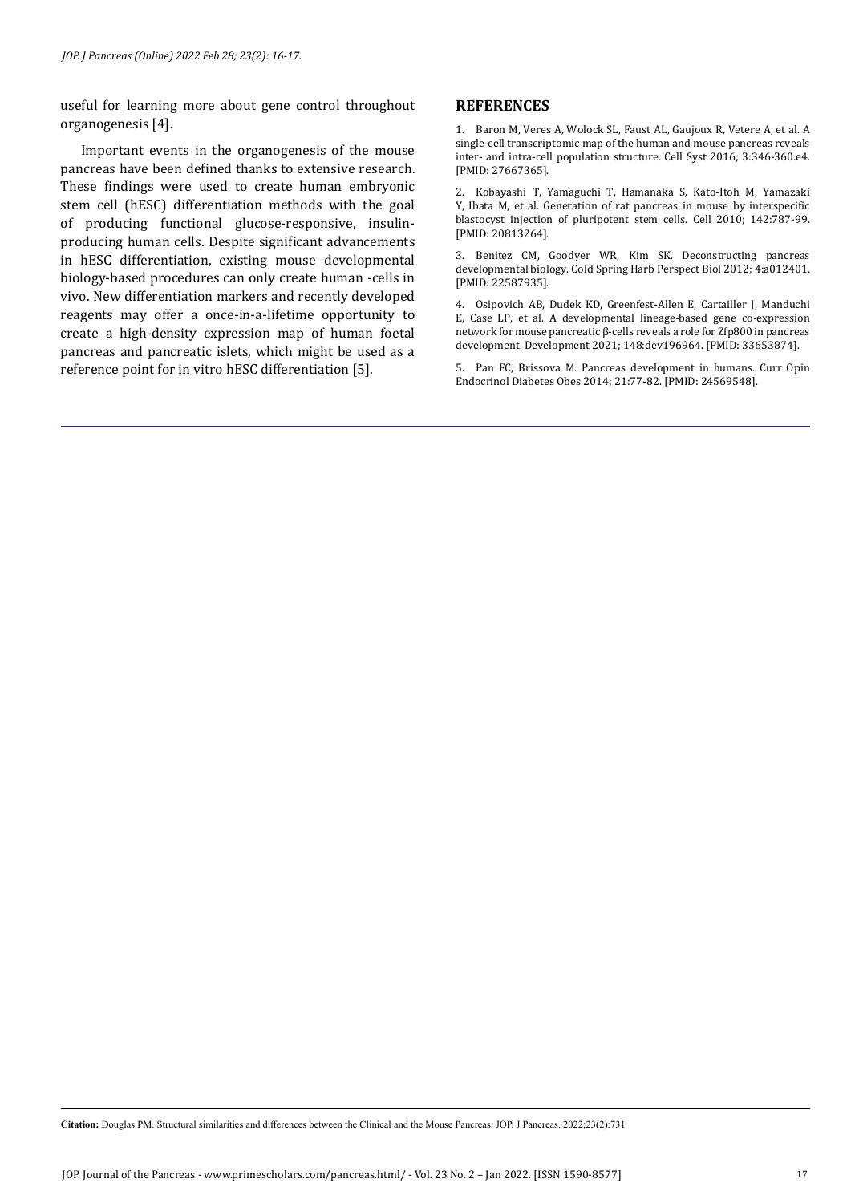useful for learning more about gene control throughout organogenesis [4].

Important events in the organogenesis of the mouse pancreas have been defined thanks to extensive research. These findings were used to create human embryonic stem cell (hESC) differentiation methods with the goal of producing functional glucose-responsive, insulin-producing human cells. Despite significant advancements in hESC differentiation, existing mouse developmental biology-based procedures can only create human -cells in vivo. New differentiation markers and recently developed reagents may offer a once-in-a-lifetime opportunity to create a high-density expression map of human foetal pancreas and pancreatic islets, which might be used as a reference point for in vitro hESC differentiation [5].

## REFERENCES

1. Baron M, Veres A, Wolock SL, Faust AL, Gaujoux R, Vetere A, et al. A single-cell transcriptomic map of the human and mouse pancreas reveals inter- and intra-cell population structure. Cell Syst 2016; 3:346-360.e4. [PMID: 27667365].

2. Kobayashi T, Yamaguchi T, Hamanaka S, Kato-Itoh M, Yamazaki Y, Ibata M, et al. Generation of rat pancreas in mouse by interspecific blastocyst injection of pluripotent stem cells. Cell 2010; 142:787-99. [PMID: 20813264].

3. Benitez CM, Goodyer WR, Kim SK. Deconstructing pancreas developmental biology. Cold Spring Harb Perspect Biol 2012; 4:a012401. [PMID: 22587935].

4. Osipovich AB, Dudek KD, Greenfest-Allen E, Cartailler J, Manduchi E, Case LP, et al. A developmental lineage-based gene co-expression network for mouse pancreatic β-cells reveals a role for Zfp800 in pancreas development. Development 2021; 148:dev196964. [PMID: 33653874].

5. Pan FC, Brissova M. Pancreas development in humans. Curr Opin Endocrinol Diabetes Obes 2014; 21:77-82. [PMID: 24569548].

**Citation:** Douglas PM. Structural similarities and differences between the Clinical and the Mouse Pancreas. JOP. J Pancreas. 2022;23(2):731